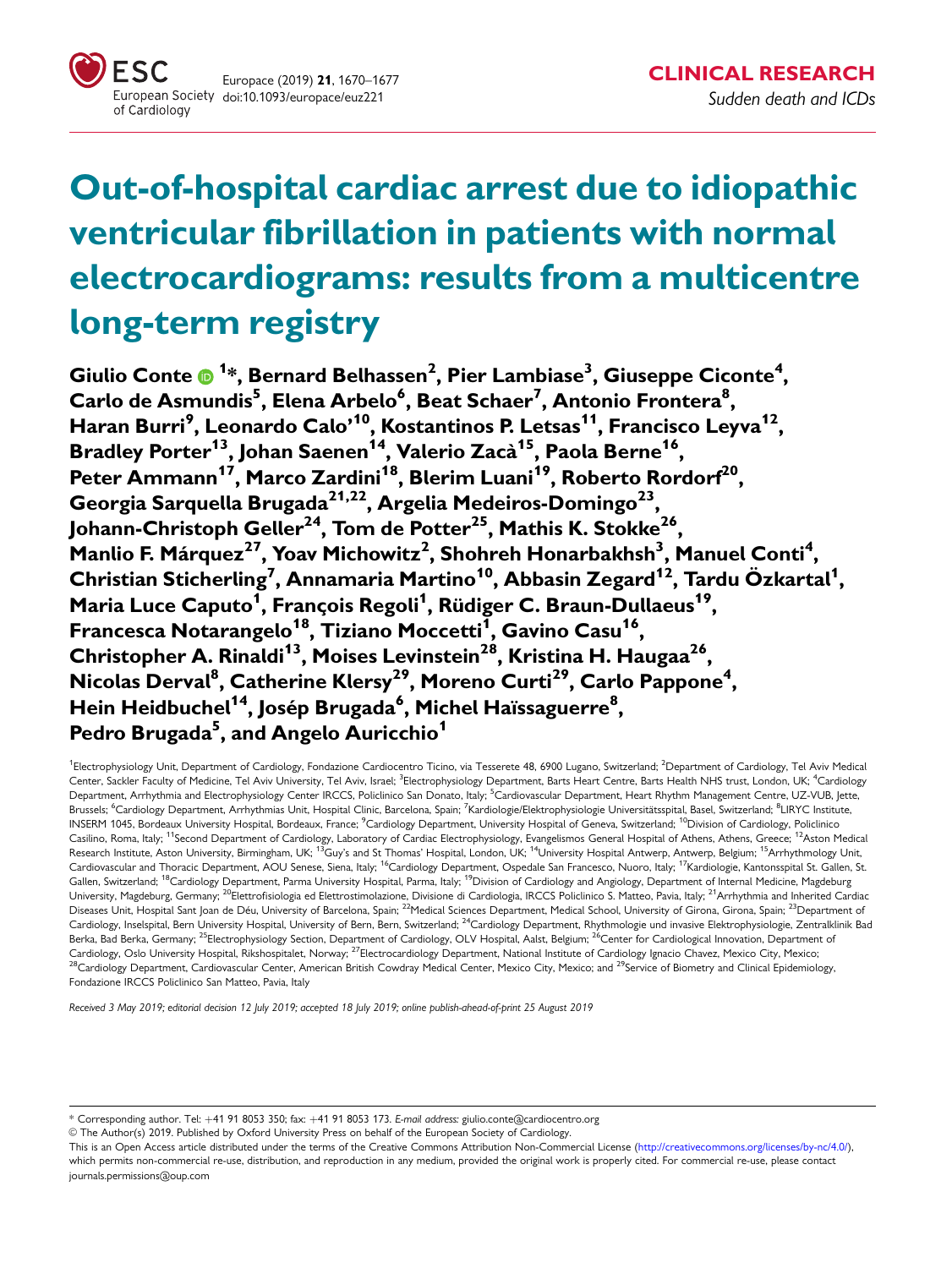CLINICAL RESEARCH

*Sudden death and ICDs*

# Out-of-hospital cardiac arrest due to idiopathic ventricular fibrillation in patients with normal electrocardiograms: results from a multicentre long-term registry

**Giulio Conte[1]*, Bernard Belhassen[2], Pier Lambiase[3], Giuseppe Ciconte[4], Carlo de Asmundis[5], Elena Arbelo[6], Beat Schaer[7], Antonio Frontera[8], Haran Burri[9], Leonardo Calo'[10], Kostantinos P. Letsas[11], Francisco Leyva[12], Bradley Porter[13], Johan Saenen[14], Valerio Zacà[15], Paola Berne[16], Peter Ammann[17], Marco Zardini[18], Blerim Luani[19], Roberto Rordorf[20], Georgia Sarquella Brugada[21,22], Argelia Medeiros-Domingo[23], Johann-Christoph Geller[24], Tom de Potter[25], Mathis K. Stokke[26], Manlio F. Márquez[27], Yoav Michowitz[2], Shohreh Honarbakhsh[3], Manuel Conti[4], Christian Sticherling[7], Annamaria Martino[10], Abbasin Zegard[12], Tardu Özkartal[1], Maria Luce Caputo[1], François Regoli[1], Rüdiger C. Braun-Dullaeus[19], Francesca Notarangelo[18], Tiziano Moccetti[1], Gavino Casu[16], Christopher A. Rinaldi[13], Moises Levinstein[28], Kristina H. Haugaa[26], Nicolas Derval[8], Catherine Klersy[29], Moreno Curti[29], Carlo Pappone[4], Hein Heidbuchel[14], Josép Brugada[6], Michel Haïssaguerre[8], Pedro Brugada[5], and Angelo Auricchio[1]**

[1]Electrophysiology Unit, Department of Cardiology, Fondazione Cardiocentro Ticino, via Tesserete 48, 6900 Lugano, Switzerland; [2]Department of Cardiology, Tel Aviv Medical Center, Sackler Faculty of Medicine, Tel Aviv University, Tel Aviv, Israel; [3]Electrophysiology Department, Barts Heart Centre, Barts Health NHS trust, London, UK; [4]Cardiology Department, Arrhythmia and Electrophysiology Center IRCCS, Policlinico San Donato, Italy; [5]Cardiovascular Department, Heart Rhythm Management Centre, UZ-VUB, Jette, Brussels; [6]Cardiology Department, Arrhythmias Unit, Hospital Clinic, Barcelona, Spain; [7]Kardiologie/Elektrophysiologie Universitätsspital, Basel, Switzerland; [8]LIRYC Institute, INSERM 1045, Bordeaux University Hospital, Bordeaux, France; [9]Cardiology Department, University Hospital of Geneva, Switzerland; [10]Division of Cardiology, Policlinico Casilino, Roma, Italy; [11]Second Department of Cardiology, Laboratory of Cardiac Electrophysiology, Evangelismos General Hospital of Athens, Athens, Greece; [12]Aston Medical Research Institute, Aston University, Birmingham, UK; [13]Guy's and St Thomas' Hospital, London, UK; [14]University Hospital Antwerp, Antwerp, Belgium; [15]Arrhythmology Unit, Cardiovascular and Thoracic Department, AOU Senese, Siena, Italy; [16]Cardiology Department, Ospedale San Francesco, Nuoro, Italy; [17]Kardiologie, Kantonsspital St. Gallen, St. Gallen, Switzerland; [18]Cardiology Department, Parma University Hospital, Parma, Italy; [19]Division of Cardiology and Angiology, Department of Internal Medicine, Magdeburg University, Magdeburg, Germany; [20]Elettrofisiologia ed Elettrostimolazione, Divisione di Cardiologia, IRCCS Policlinico S. Matteo, Pavia, Italy; [21]Arrhythmia and Inherited Cardiac Diseases Unit, Hospital Sant Joan de Déu, University of Barcelona, Spain; [22]Medical Sciences Department, Medical School, University of Girona, Girona, Spain; [23]Department of Cardiology, Inselspital, Bern University Hospital, University of Bern, Bern, Switzerland; [24]Cardiology Department, Rhythmologie und invasive Elektrophysiologie, Zentralklinik Bad Berka, Bad Berka, Germany; [25]Electrophysiology Section, Department of Cardiology, OLV Hospital, Aalst, Belgium; [26]Center for Cardiological Innovation, Department of Cardiology, Oslo University Hospital, Rikshospitalet, Norway; [27]Electrocardiology Department, National Institute of Cardiology Ignacio Chavez, Mexico City, Mexico; [28]Cardiology Department, Cardiovascular Center, American British Cowdray Medical Center, Mexico City, Mexico; and [29]Service of Biometry and Clinical Epidemiology, Fondazione IRCCS Policlinico San Matteo, Pavia, Italy

*Received 3 May 2019; editorial decision 12 July 2019; accepted 18 July 2019; online publish-ahead-of-print 25 August 2019*

---

* Corresponding author. Tel: +41 91 8053 350; fax: +41 91 8053 173. *E-mail address:* giulio.conte@cardiocentro.org

© The Author(s) 2019. Published by Oxford University Press on behalf of the European Society of Cardiology.

This is an Open Access article distributed under the terms of the Creative Commons Attribution Non-Commercial License (http://creativecommons.org/licenses/by-nc/4.0/), which permits non-commercial re-use, distribution, and reproduction in any medium, provided the original work is properly cited. For commercial re-use, please contact journals.permissions@oup.com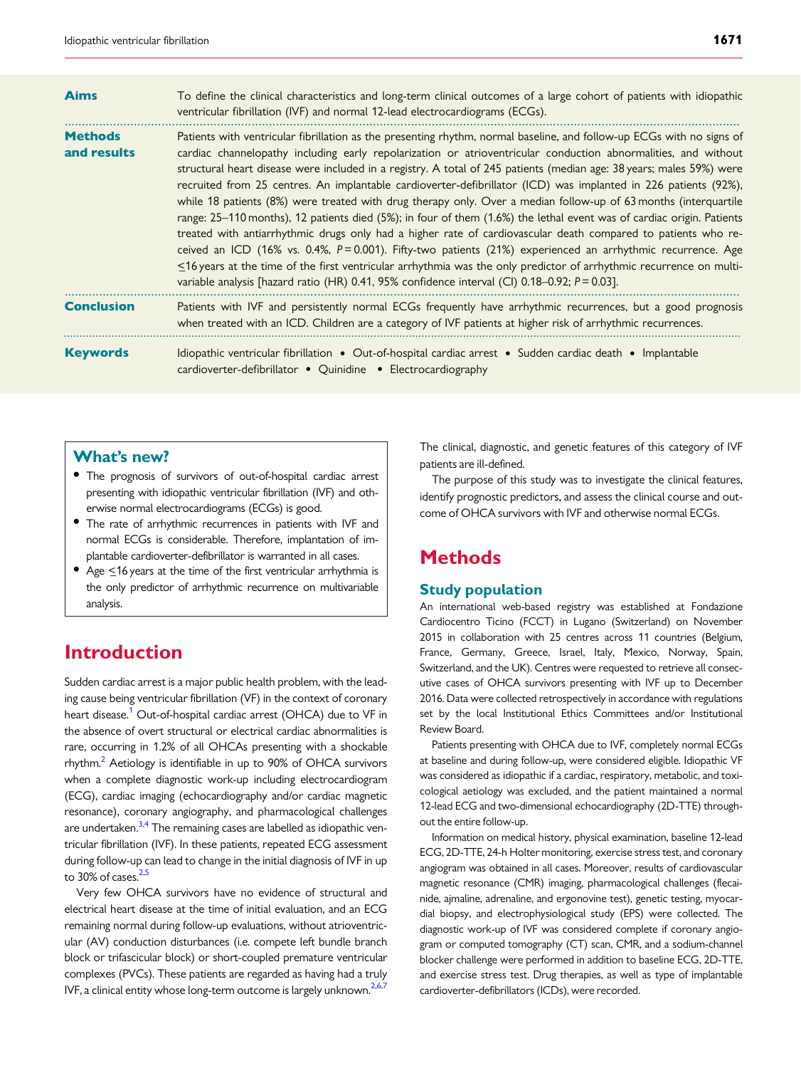**Aims** To define the clinical characteristics and long-term clinical outcomes of a large cohort of patients with idiopathic ventricular fibrillation (IVF) and normal 12-lead electrocardiograms (ECGs).

**Methods and results** Patients with ventricular fibrillation as the presenting rhythm, normal baseline, and follow-up ECGs with no signs of cardiac channelopathy including early repolarization or atrioventricular conduction abnormalities, and without structural heart disease were included in a registry. A total of 245 patients (median age: 38 years; males 59%) were recruited from 25 centres. An implantable cardioverter-defibrillator (ICD) was implanted in 226 patients (92%), while 18 patients (8%) were treated with drug therapy only. Over a median follow-up of 63 months (interquartile range: 25–110 months), 12 patients died (5%); in four of them (1.6%) the lethal event was of cardiac origin. Patients treated with antiarrhythmic drugs only had a higher rate of cardiovascular death compared to patients who received an ICD (16% vs. 0.4%, $P = 0.001$). Fifty-two patients (21%) experienced an arrhythmic recurrence. Age ≤16 years at the time of the first ventricular arrhythmia was the only predictor of arrhythmic recurrence on multivariable analysis [hazard ratio (HR) 0.41, 95% confidence interval (CI) 0.18–0.92; $P = 0.03$].

**Conclusion** Patients with IVF and persistently normal ECGs frequently have arrhythmic recurrences, but a good prognosis when treated with an ICD. Children are a category of IVF patients at higher risk of arrhythmic recurrences.

**Keywords** Idiopathic ventricular fibrillation • Out-of-hospital cardiac arrest • Sudden cardiac death • Implantable cardioverter-defibrillator • Quinidine • Electrocardiography

## What's new?

- The prognosis of survivors of out-of-hospital cardiac arrest presenting with idiopathic ventricular fibrillation (IVF) and otherwise normal electrocardiograms (ECGs) is good.
- The rate of arrhythmic recurrences in patients with IVF and normal ECGs is considerable. Therefore, implantation of implantable cardioverter-defibrillator is warranted in all cases.
- Age ≤16 years at the time of the first ventricular arrhythmia is the only predictor of arrhythmic recurrence on multivariable analysis.

# Introduction

Sudden cardiac arrest is a major public health problem, with the leading cause being ventricular fibrillation (VF) in the context of coronary heart disease.[1] Out-of-hospital cardiac arrest (OHCA) due to VF in the absence of overt structural or electrical cardiac abnormalities is rare, occurring in 1.2% of all OHCAs presenting with a shockable rhythm.[2] Aetiology is identifiable in up to 90% of OHCA survivors when a complete diagnostic work-up including electrocardiogram (ECG), cardiac imaging (echocardiography and/or cardiac magnetic resonance), coronary angiography, and pharmacological challenges are undertaken.[3,4] The remaining cases are labelled as idiopathic ventricular fibrillation (IVF). In these patients, repeated ECG assessment during follow-up can lead to change in the initial diagnosis of IVF in up to 30% of cases.[2,5]

Very few OHCA survivors have no evidence of structural and electrical heart disease at the time of initial evaluation, and an ECG remaining normal during follow-up evaluations, without atrioventricular (AV) conduction disturbances (i.e. compete left bundle branch block or trifascicular block) or short-coupled premature ventricular complexes (PVCs). These patients are regarded as having had a truly IVF, a clinical entity whose long-term outcome is largely unknown.[2,6,7] The clinical, diagnostic, and genetic features of this category of IVF patients are ill-defined.

The purpose of this study was to investigate the clinical features, identify prognostic predictors, and assess the clinical course and outcome of OHCA survivors with IVF and otherwise normal ECGs.

# Methods

## Study population

An international web-based registry was established at Fondazione Cardiocentro Ticino (FCCT) in Lugano (Switzerland) on November 2015 in collaboration with 25 centres across 11 countries (Belgium, France, Germany, Greece, Israel, Italy, Mexico, Norway, Spain, Switzerland, and the UK). Centres were requested to retrieve all consecutive cases of OHCA survivors presenting with IVF up to December 2016. Data were collected retrospectively in accordance with regulations set by the local Institutional Ethics Committees and/or Institutional Review Board.

Patients presenting with OHCA due to IVF, completely normal ECGs at baseline and during follow-up, were considered eligible. Idiopathic VF was considered as idiopathic if a cardiac, respiratory, metabolic, and toxicological aetiology was excluded, and the patient maintained a normal 12-lead ECG and two-dimensional echocardiography (2D-TTE) throughout the entire follow-up.

Information on medical history, physical examination, baseline 12-lead ECG, 2D-TTE, 24-h Holter monitoring, exercise stress test, and coronary angiogram was obtained in all cases. Moreover, results of cardiovascular magnetic resonance (CMR) imaging, pharmacological challenges (flecainide, ajmaline, adrenaline, and ergonovine test), genetic testing, myocardial biopsy, and electrophysiological study (EPS) were collected. The diagnostic work-up of IVF was considered complete if coronary angiogram or computed tomography (CT) scan, CMR, and a sodium-channel blocker challenge were performed in addition to baseline ECG, 2D-TTE, and exercise stress test. Drug therapies, as well as type of implantable cardioverter-defibrillators (ICDs), were recorded.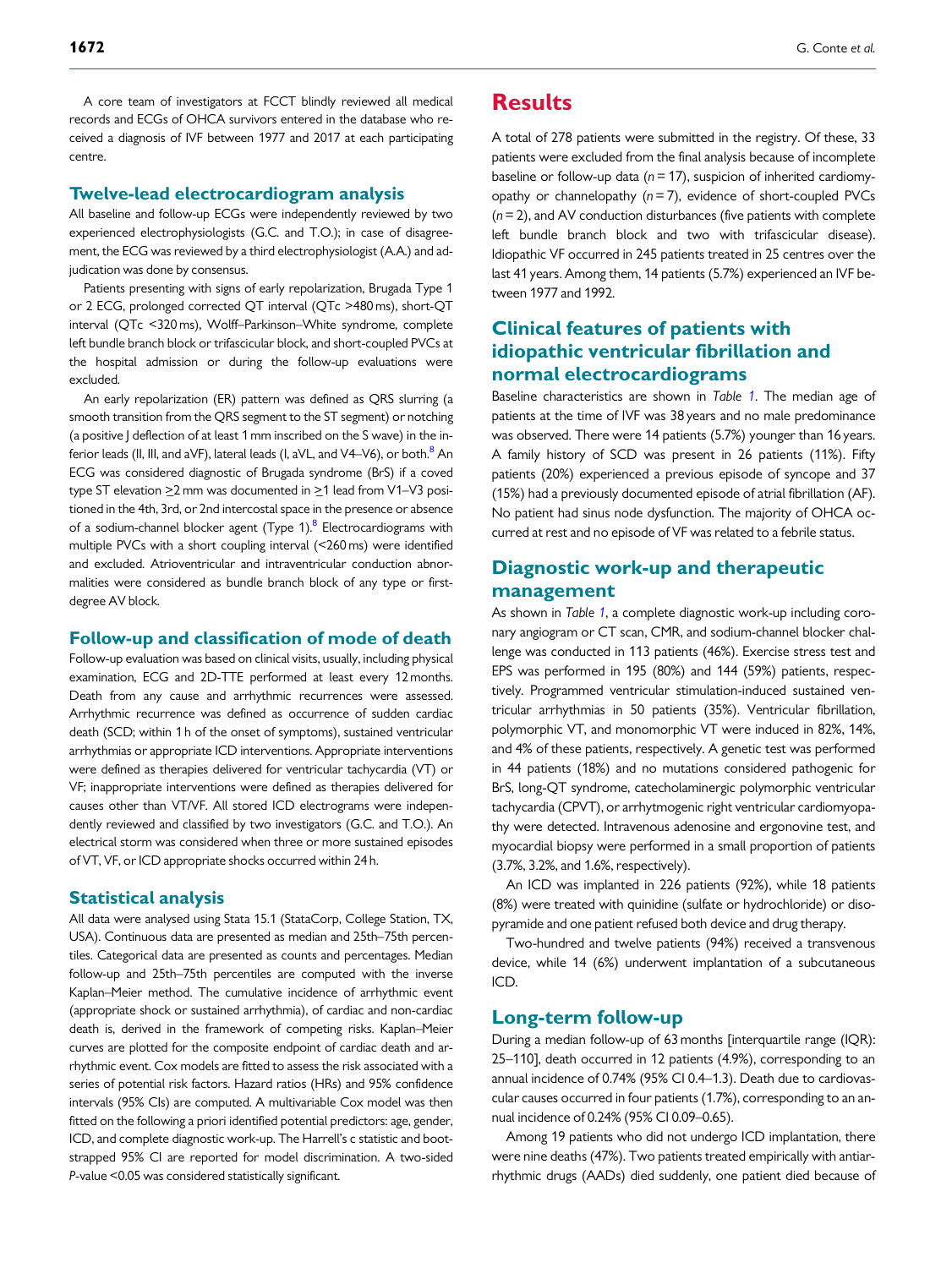A core team of investigators at FCCT blindly reviewed all medical records and ECGs of OHCA survivors entered in the database who received a diagnosis of IVF between 1977 and 2017 at each participating centre.

### Twelve-lead electrocardiogram analysis

All baseline and follow-up ECGs were independently reviewed by two experienced electrophysiologists (G.C. and T.O.); in case of disagreement, the ECG was reviewed by a third electrophysiologist (A.A.) and adjudication was done by consensus.

Patients presenting with signs of early repolarization, Brugada Type 1 or 2 ECG, prolonged corrected QT interval (QTc >480 ms), short-QT interval (QTc <320 ms), Wolff–Parkinson–White syndrome, complete left bundle branch block or trifascicular block, and short-coupled PVCs at the hospital admission or during the follow-up evaluations were excluded.

An early repolarization (ER) pattern was defined as QRS slurring (a smooth transition from the QRS segment to the ST segment) or notching (a positive J deflection of at least 1 mm inscribed on the S wave) in the inferior leads (II, III, and aVF), lateral leads (I, aVL, and V4–V6), or both.[8] An ECG was considered diagnostic of Brugada syndrome (BrS) if a coved type ST elevation ≥2 mm was documented in ≥1 lead from V1–V3 positioned in the 4th, 3rd, or 2nd intercostal space in the presence or absence of a sodium-channel blocker agent (Type 1).[8] Electrocardiograms with multiple PVCs with a short coupling interval (<260 ms) were identified and excluded. Atrioventricular and intraventricular conduction abnormalities were considered as bundle branch block of any type or first-degree AV block.

### Follow-up and classification of mode of death

Follow-up evaluation was based on clinical visits, usually, including physical examination, ECG and 2D-TTE performed at least every 12 months. Death from any cause and arrhythmic recurrences were assessed. Arrhythmic recurrence was defined as occurrence of sudden cardiac death (SCD; within 1 h of the onset of symptoms), sustained ventricular arrhythmias or appropriate ICD interventions. Appropriate interventions were defined as therapies delivered for ventricular tachycardia (VT) or VF; inappropriate interventions were defined as therapies delivered for causes other than VT/VF. All stored ICD electrograms were independently reviewed and classified by two investigators (G.C. and T.O.). An electrical storm was considered when three or more sustained episodes of VT, VF, or ICD appropriate shocks occurred within 24 h.

### Statistical analysis

All data were analysed using Stata 15.1 (StataCorp, College Station, TX, USA). Continuous data are presented as median and 25th–75th percentiles. Categorical data are presented as counts and percentages. Median follow-up and 25th–75th percentiles are computed with the inverse Kaplan–Meier method. The cumulative incidence of arrhythmic event (appropriate shock or sustained arrhythmia), of cardiac and non-cardiac death is, derived in the framework of competing risks. Kaplan–Meier curves are plotted for the composite endpoint of cardiac death and arrhythmic event. Cox models are fitted to assess the risk associated with a series of potential risk factors. Hazard ratios (HRs) and 95% confidence intervals (95% CIs) are computed. A multivariable Cox model was then fitted on the following a priori identified potential predictors: age, gender, ICD, and complete diagnostic work-up. The Harrell's c statistic and bootstrapped 95% CI are reported for model discrimination. A two-sided *P*-value <0.05 was considered statistically significant.

## Results

A total of 278 patients were submitted in the registry. Of these, 33 patients were excluded from the final analysis because of incomplete baseline or follow-up data ($n = 17$), suspicion of inherited cardiomyopathy or channelopathy ($n = 7$), evidence of short-coupled PVCs ($n = 2$), and AV conduction disturbances (five patients with complete left bundle branch block and two with trifascicular disease). Idiopathic VF occurred in 245 patients treated in 25 centres over the last 41 years. Among them, 14 patients (5.7%) experienced an IVF between 1977 and 1992.

### Clinical features of patients with idiopathic ventricular fibrillation and normal electrocardiograms

Baseline characteristics are shown in *Table 1*. The median age of patients at the time of IVF was 38 years and no male predominance was observed. There were 14 patients (5.7%) younger than 16 years. A family history of SCD was present in 26 patients (11%). Fifty patients (20%) experienced a previous episode of syncope and 37 (15%) had a previously documented episode of atrial fibrillation (AF). No patient had sinus node dysfunction. The majority of OHCA occurred at rest and no episode of VF was related to a febrile status.

### Diagnostic work-up and therapeutic management

As shown in *Table 1*, a complete diagnostic work-up including coronary angiogram or CT scan, CMR, and sodium-channel blocker challenge was conducted in 113 patients (46%). Exercise stress test and EPS was performed in 195 (80%) and 144 (59%) patients, respectively. Programmed ventricular stimulation-induced sustained ventricular arrhythmias in 50 patients (35%). Ventricular fibrillation, polymorphic VT, and monomorphic VT were induced in 82%, 14%, and 4% of these patients, respectively. A genetic test was performed in 44 patients (18%) and no mutations considered pathogenic for BrS, long-QT syndrome, catecholaminergic polymorphic ventricular tachycardia (CPVT), or arrhytmogenic right ventricular cardiomyopathy were detected. Intravenous adenosine and ergonovine test, and myocardial biopsy were performed in a small proportion of patients (3.7%, 3.2%, and 1.6%, respectively).

An ICD was implanted in 226 patients (92%), while 18 patients (8%) were treated with quinidine (sulfate or hydrochloride) or disopyramide and one patient refused both device and drug therapy.

Two-hundred and twelve patients (94%) received a transvenous device, while 14 (6%) underwent implantation of a subcutaneous ICD.

### Long-term follow-up

During a median follow-up of 63 months [interquartile range (IQR): 25–110], death occurred in 12 patients (4.9%), corresponding to an annual incidence of 0.74% (95% CI 0.4–1.3). Death due to cardiovascular causes occurred in four patients (1.7%), corresponding to an annual incidence of 0.24% (95% CI 0.09–0.65).

Among 19 patients who did not undergo ICD implantation, there were nine deaths (47%). Two patients treated empirically with antiarrhythmic drugs (AADs) died suddenly, one patient died because of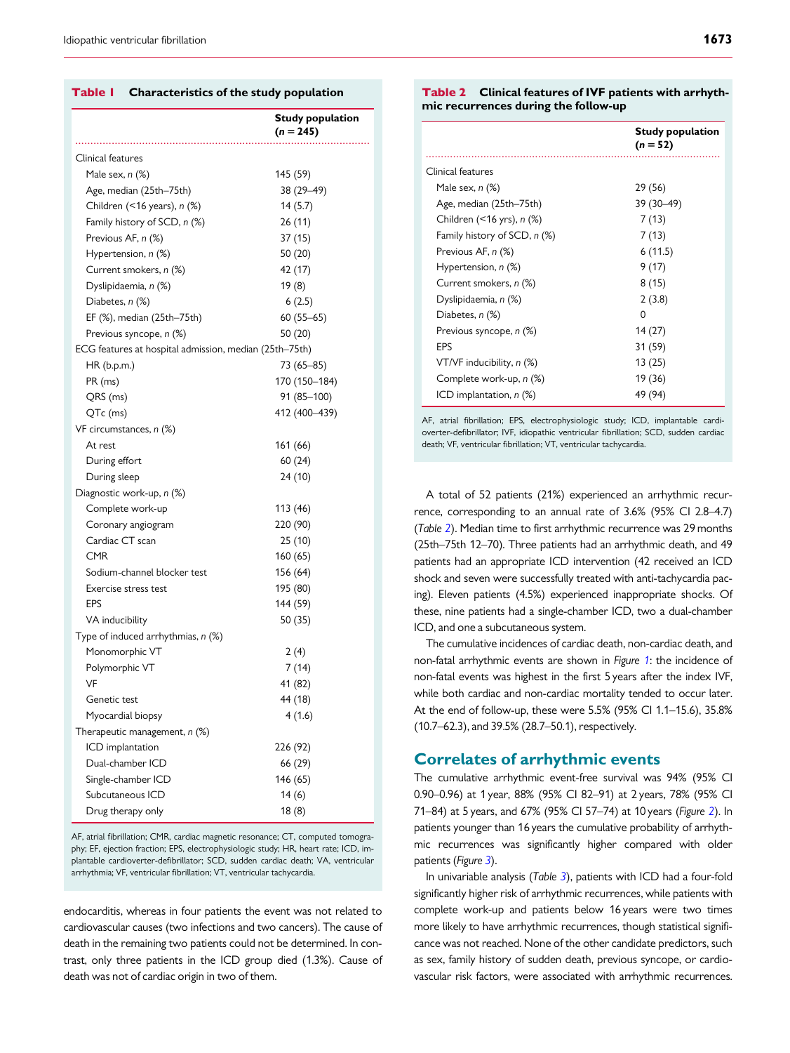**Table 1** Characteristics of the study population

| | Study population (n = 245) |
|---|---|
| Clinical features | |
| Male sex, n (%) | 145 (59) |
| Age, median (25th–75th) | 38 (29–49) |
| Children (<16 years), n (%) | 14 (5.7) |
| Family history of SCD, n (%) | 26 (11) |
| Previous AF, n (%) | 37 (15) |
| Hypertension, n (%) | 50 (20) |
| Current smokers, n (%) | 42 (17) |
| Dyslipidaemia, n (%) | 19 (8) |
| Diabetes, n (%) | 6 (2.5) |
| EF (%), median (25th–75th) | 60 (55–65) |
| Previous syncope, n (%) | 50 (20) |
| ECG features at hospital admission, median (25th–75th) | |
| HR (b.p.m.) | 73 (65–85) |
| PR (ms) | 170 (150–184) |
| QRS (ms) | 91 (85–100) |
| QTc (ms) | 412 (400–439) |
| VF circumstances, n (%) | |
| At rest | 161 (66) |
| During effort | 60 (24) |
| During sleep | 24 (10) |
| Diagnostic work-up, n (%) | |
| Complete work-up | 113 (46) |
| Coronary angiogram | 220 (90) |
| Cardiac CT scan | 25 (10) |
| CMR | 160 (65) |
| Sodium-channel blocker test | 156 (64) |
| Exercise stress test | 195 (80) |
| EPS | 144 (59) |
| VA inducibility | 50 (35) |
| Type of induced arrhythmias, n (%) | |
| Monomorphic VT | 2 (4) |
| Polymorphic VT | 7 (14) |
| VF | 41 (82) |
| Genetic test | 44 (18) |
| Myocardial biopsy | 4 (1.6) |
| Therapeutic management, n (%) | |
| ICD implantation | 226 (92) |
| Dual-chamber ICD | 66 (29) |
| Single-chamber ICD | 146 (65) |
| Subcutaneous ICD | 14 (6) |
| Drug therapy only | 18 (8) |

AF, atrial fibrillation; CMR, cardiac magnetic resonance; CT, computed tomography; EF, ejection fraction; EPS, electrophysiologic study; HR, heart rate; ICD, implantable cardioverter-defibrillator; SCD, sudden cardiac death; VA, ventricular arrhythmia; VF, ventricular fibrillation; VT, ventricular tachycardia.

endocarditis, whereas in four patients the event was not related to cardiovascular causes (two infections and two cancers). The cause of death in the remaining two patients could not be determined. In contrast, only three patients in the ICD group died (1.3%). Cause of death was not of cardiac origin in two of them.

**Table 2** Clinical features of IVF patients with arrhythmic recurrences during the follow-up

| | Study population (n = 52) |
|---|---|
| Clinical features | |
| Male sex, n (%) | 29 (56) |
| Age, median (25th–75th) | 39 (30–49) |
| Children (<16 yrs), n (%) | 7 (13) |
| Family history of SCD, n (%) | 7 (13) |
| Previous AF, n (%) | 6 (11.5) |
| Hypertension, n (%) | 9 (17) |
| Current smokers, n (%) | 8 (15) |
| Dyslipidaemia, n (%) | 2 (3.8) |
| Diabetes, n (%) | 0 |
| Previous syncope, n (%) | 14 (27) |
| EPS | 31 (59) |
| VT/VF inducibility, n (%) | 13 (25) |
| Complete work-up, n (%) | 19 (36) |
| ICD implantation, n (%) | 49 (94) |

AF, atrial fibrillation; EPS, electrophysiologic study; ICD, implantable cardioverter-defibrillator; IVF, idiopathic ventricular fibrillation; SCD, sudden cardiac death; VF, ventricular fibrillation; VT, ventricular tachycardia.

A total of 52 patients (21%) experienced an arrhythmic recurrence, corresponding to an annual rate of 3.6% (95% CI 2.8–4.7) (*Table 2*). Median time to first arrhythmic recurrence was 29 months (25th–75th 12–70). Three patients had an arrhythmic death, and 49 patients had an appropriate ICD intervention (42 received an ICD shock and seven were successfully treated with anti-tachycardia pacing). Eleven patients (4.5%) experienced inappropriate shocks. Of these, nine patients had a single-chamber ICD, two a dual-chamber ICD, and one a subcutaneous system.

The cumulative incidences of cardiac death, non-cardiac death, and non-fatal arrhythmic events are shown in *Figure 1*: the incidence of non-fatal events was highest in the first 5 years after the index IVF, while both cardiac and non-cardiac mortality tended to occur later. At the end of follow-up, these were 5.5% (95% CI 1.1–15.6), 35.8% (10.7–62.3), and 39.5% (28.7–50.1), respectively.

## Correlates of arrhythmic events

The cumulative arrhythmic event-free survival was 94% (95% CI 0.90–0.96) at 1 year, 88% (95% CI 82–91) at 2 years, 78% (95% CI 71–84) at 5 years, and 67% (95% CI 57–74) at 10 years (*Figure 2*). In patients younger than 16 years the cumulative probability of arrhythmic recurrences was significantly higher compared with older patients (*Figure 3*).

In univariable analysis (*Table 3*), patients with ICD had a four-fold significantly higher risk of arrhythmic recurrences, while patients with complete work-up and patients below 16 years were two times more likely to have arrhythmic recurrences, though statistical significance was not reached. None of the other candidate predictors, such as sex, family history of sudden death, previous syncope, or cardiovascular risk factors, were associated with arrhythmic recurrences.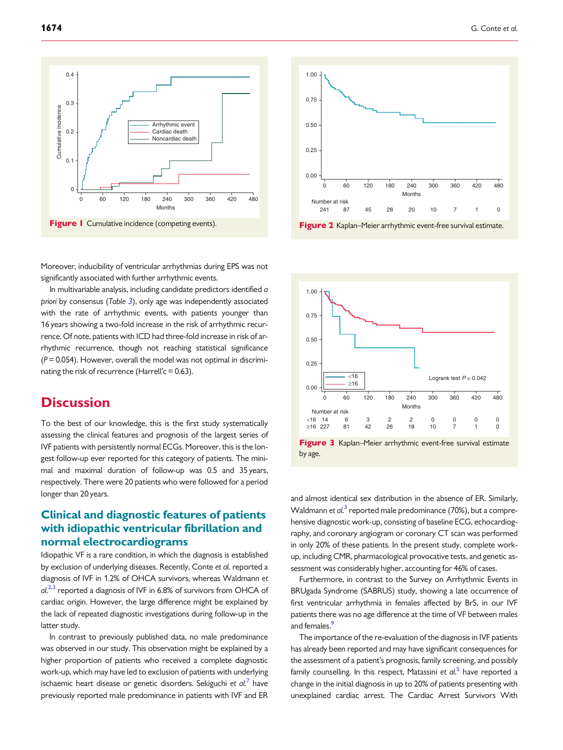Figure 1 Cumulative incidence (competing events).

Figure 2 Kaplan–Meier arrhythmic event-free survival estimate.

Moreover, inducibility of ventricular arrhythmias during EPS was not significantly associated with further arrhythmic events.

In multivariable analysis, including candidate predictors identified *a priori* by consensus (*Table 3*), only age was independently associated with the rate of arrhythmic events, with patients younger than 16 years showing a two-fold increase in the risk of arrhythmic recurrence. Of note, patients with ICD had three-fold increase in risk of arrhythmic recurrence, though not reaching statistical significance ($P = 0.054$). However, overall the model was not optimal in discriminating the risk of recurrence (Harrell'c = 0.63).

Figure 3 Kaplan–Meier arrhythmic event-free survival estimate by age.

# Discussion

To the best of our knowledge, this is the first study systematically assessing the clinical features and prognosis of the largest series of IVF patients with persistently normal ECGs. Moreover, this is the longest follow-up ever reported for this category of patients. The minimal and maximal duration of follow-up was 0.5 and 35 years, respectively. There were 20 patients who were followed for a period longer than 20 years.

## Clinical and diagnostic features of patients with idiopathic ventricular fibrillation and normal electrocardiograms

Idiopathic VF is a rare condition, in which the diagnosis is established by exclusion of underlying diseases. Recently, Conte *et al.* reported a diagnosis of IVF in 1.2% of OHCA survivors, whereas Waldmann *et al.*[2,3] reported a diagnosis of IVF in 6.8% of survivors from OHCA of cardiac origin. However, the large difference might be explained by the lack of repeated diagnostic investigations during follow-up in the latter study.

In contrast to previously published data, no male predominance was observed in our study. This observation might be explained by a higher proportion of patients who received a complete diagnostic work-up, which may have led to exclusion of patients with underlying ischaemic heart disease or genetic disorders. Sekiguchi *et al.*[7] have previously reported male predominance in patients with IVF and ER and almost identical sex distribution in the absence of ER. Similarly, Waldmann *et al.*[3] reported male predominance (70%), but a comprehensive diagnostic work-up, consisting of baseline ECG, echocardiography, and coronary angiogram or coronary CT scan was performed in only 20% of these patients. In the present study, complete work-up, including CMR, pharmacological provocative tests, and genetic assessment was considerably higher, accounting for 46% of cases.

Furthermore, in contrast to the Survey on Arrhythmic Events in BRUgada Syndrome (SABRUS) study, showing a late occurrence of first ventricular arrhythmia in females affected by BrS, in our IVF patients there was no age difference at the time of VF between males and females.[9]

The importance of the re-evaluation of the diagnosis in IVF patients has already been reported and may have significant consequences for the assessment of a patient's prognosis, family screening, and possibly family counselling. In this respect, Matassini *et al.*[5] have reported a change in the initial diagnosis in up to 20% of patients presenting with unexplained cardiac arrest. The Cardiac Arrest Survivors With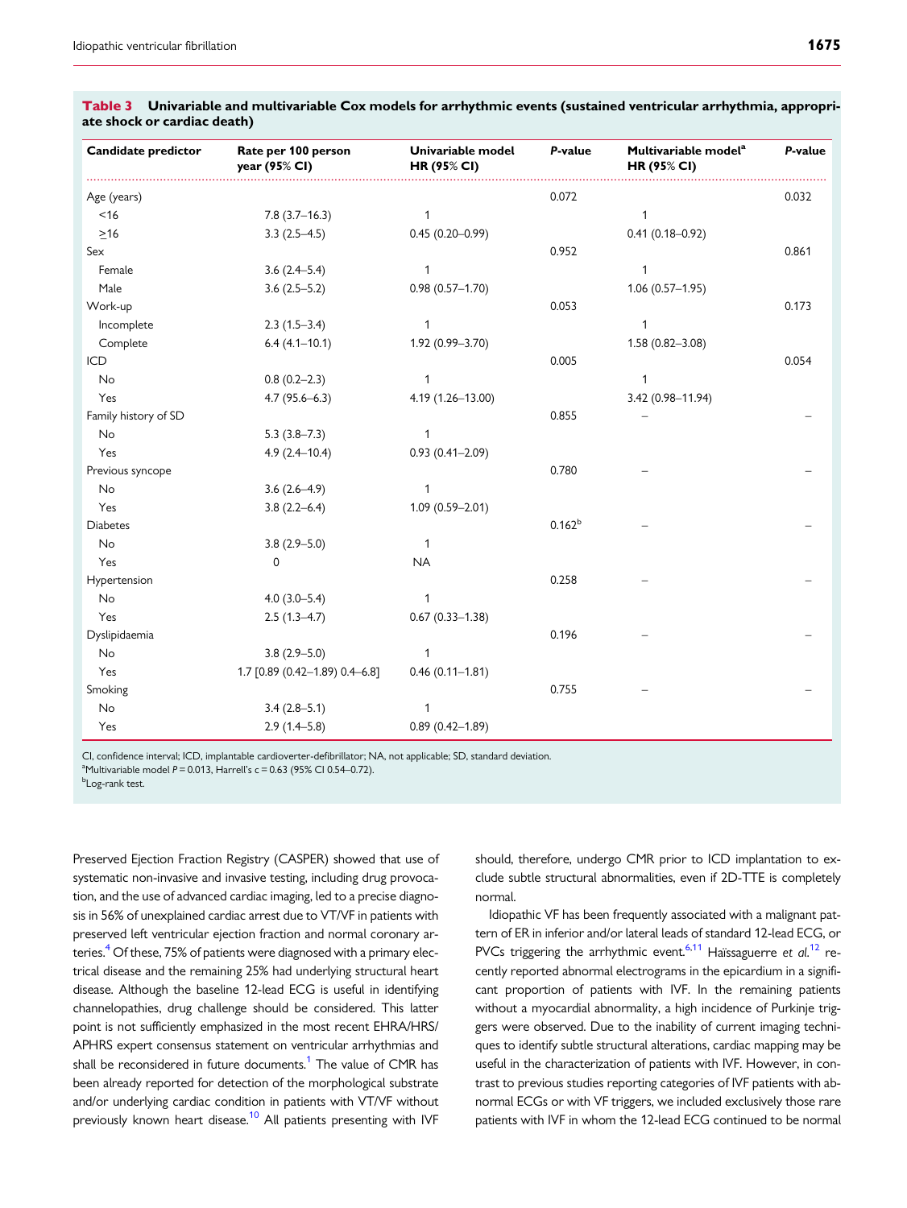**Table 3 Univariable and multivariable Cox models for arrhythmic events (sustained ventricular arrhythmia, appropriate shock or cardiac death)**

| Candidate predictor | Rate per 100 person year (95% CI) | Univariable model HR (95% CI) | *P*-value | Multivariable model[a] HR (95% CI) | *P*-value |
|---|---|---|---|---|---|
| Age (years) | | | 0.072 | | 0.032 |
| <16 | 7.8 (3.7–16.3) | 1 | | 1 | |
| ≥16 | 3.3 (2.5–4.5) | 0.45 (0.20–0.99) | | 0.41 (0.18–0.92) | |
| Sex | | | 0.952 | | 0.861 |
| Female | 3.6 (2.4–5.4) | 1 | | 1 | |
| Male | 3.6 (2.5–5.2) | 0.98 (0.57–1.70) | | 1.06 (0.57–1.95) | |
| Work-up | | | 0.053 | | 0.173 |
| Incomplete | 2.3 (1.5–3.4) | 1 | | 1 | |
| Complete | 6.4 (4.1–10.1) | 1.92 (0.99–3.70) | | 1.58 (0.82–3.08) | |
| ICD | | | 0.005 | | 0.054 |
| No | 0.8 (0.2–2.3) | 1 | | 1 | |
| Yes | 4.7 (95.6–6.3) | 4.19 (1.26–13.00) | | 3.42 (0.98–11.94) | |
| Family history of SD | | | 0.855 | – | – |
| No | 5.3 (3.8–7.3) | 1 | | | |
| Yes | 4.9 (2.4–10.4) | 0.93 (0.41–2.09) | | | |
| Previous syncope | | | 0.780 | – | – |
| No | 3.6 (2.6–4.9) | 1 | | | |
| Yes | 3.8 (2.2–6.4) | 1.09 (0.59–2.01) | | | |
| Diabetes | | | 0.162[b] | – | – |
| No | 3.8 (2.9–5.0) | 1 | | | |
| Yes | 0 | NA | | | |
| Hypertension | | | 0.258 | – | – |
| No | 4.0 (3.0–5.4) | 1 | | | |
| Yes | 2.5 (1.3–4.7) | 0.67 (0.33–1.38) | | | |
| Dyslipidaemia | | | 0.196 | – | – |
| No | 3.8 (2.9–5.0) | 1 | | | |
| Yes | 1.7 [0.89 (0.42–1.89) 0.4–6.8] | 0.46 (0.11–1.81) | | | |
| Smoking | | | 0.755 | – | – |
| No | 3.4 (2.8–5.1) | 1 | | | |
| Yes | 2.9 (1.4–5.8) | 0.89 (0.42–1.89) | | | |

CI, confidence interval; ICD, implantable cardioverter-defibrillator; NA, not applicable; SD, standard deviation.
[a]Multivariable model $P = 0.013$, Harrell's c = 0.63 (95% CI 0.54–0.72).
[b]Log-rank test.

Preserved Ejection Fraction Registry (CASPER) showed that use of systematic non-invasive and invasive testing, including drug provocation, and the use of advanced cardiac imaging, led to a precise diagnosis in 56% of unexplained cardiac arrest due to VT/VF in patients with preserved left ventricular ejection fraction and normal coronary arteries.[4] Of these, 75% of patients were diagnosed with a primary electrical disease and the remaining 25% had underlying structural heart disease. Although the baseline 12-lead ECG is useful in identifying channelopathies, drug challenge should be considered. This latter point is not sufficiently emphasized in the most recent EHRA/HRS/APHRS expert consensus statement on ventricular arrhythmias and shall be reconsidered in future documents.[1] The value of CMR has been already reported for detection of the morphological substrate and/or underlying cardiac condition in patients with VT/VF without previously known heart disease.[10] All patients presenting with IVF should, therefore, undergo CMR prior to ICD implantation to exclude subtle structural abnormalities, even if 2D-TTE is completely normal.

Idiopathic VF has been frequently associated with a malignant pattern of ER in inferior and/or lateral leads of standard 12-lead ECG, or PVCs triggering the arrhythmic event.[6,11] Haïssaguerre *et al.*[12] recently reported abnormal electrograms in the epicardium in a significant proportion of patients with IVF. In the remaining patients without a myocardial abnormality, a high incidence of Purkinje triggers were observed. Due to the inability of current imaging techniques to identify subtle structural alterations, cardiac mapping may be useful in the characterization of patients with IVF. However, in contrast to previous studies reporting categories of IVF patients with abnormal ECGs or with VF triggers, we included exclusively those rare patients with IVF in whom the 12-lead ECG continued to be normal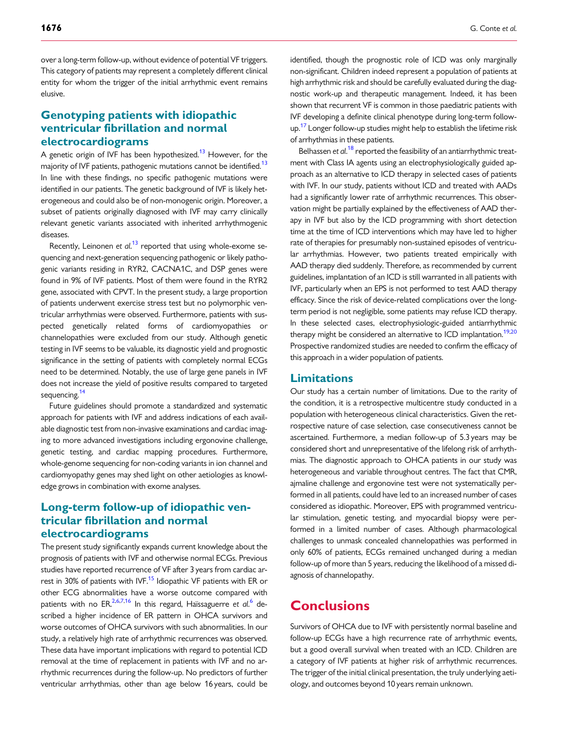over a long-term follow-up, without evidence of potential VF triggers. This category of patients may represent a completely different clinical entity for whom the trigger of the initial arrhythmic event remains elusive.

## Genotyping patients with idiopathic ventricular fibrillation and normal electrocardiograms

A genetic origin of IVF has been hypothesized.[13] However, for the majority of IVF patients, pathogenic mutations cannot be identified.[13] In line with these findings, no specific pathogenic mutations were identified in our patients. The genetic background of IVF is likely heterogeneous and could also be of non-monogenic origin. Moreover, a subset of patients originally diagnosed with IVF may carry clinically relevant genetic variants associated with inherited arrhythmogenic diseases.

Recently, Leinonen *et al.*[13] reported that using whole-exome sequencing and next-generation sequencing pathogenic or likely pathogenic variants residing in RYR2, CACNA1C, and DSP genes were found in 9% of IVF patients. Most of them were found in the RYR2 gene, associated with CPVT. In the present study, a large proportion of patients underwent exercise stress test but no polymorphic ventricular arrhythmias were observed. Furthermore, patients with suspected genetically related forms of cardiomyopathies or channelopathies were excluded from our study. Although genetic testing in IVF seems to be valuable, its diagnostic yield and prognostic significance in the setting of patients with completely normal ECGs need to be determined. Notably, the use of large gene panels in IVF does not increase the yield of positive results compared to targeted sequencing.[14]

Future guidelines should promote a standardized and systematic approach for patients with IVF and address indications of each available diagnostic test from non-invasive examinations and cardiac imaging to more advanced investigations including ergonovine challenge, genetic testing, and cardiac mapping procedures. Furthermore, whole-genome sequencing for non-coding variants in ion channel and cardiomyopathy genes may shed light on other aetiologies as knowledge grows in combination with exome analyses.

## Long-term follow-up of idiopathic ventricular fibrillation and normal electrocardiograms

The present study significantly expands current knowledge about the prognosis of patients with IVF and otherwise normal ECGs. Previous studies have reported recurrence of VF after 3 years from cardiac arrest in 30% of patients with IVF.[15] Idiopathic VF patients with ER or other ECG abnormalities have a worse outcome compared with patients with no ER.[2,6,7,16] In this regard, Haïssaguerre *et al.*[6] described a higher incidence of ER pattern in OHCA survivors and worse outcomes of OHCA survivors with such abnormalities. In our study, a relatively high rate of arrhythmic recurrences was observed. These data have important implications with regard to potential ICD removal at the time of replacement in patients with IVF and no arrhythmic recurrences during the follow-up. No predictors of further ventricular arrhythmias, other than age below 16 years, could be identified, though the prognostic role of ICD was only marginally non-significant. Children indeed represent a population of patients at high arrhythmic risk and should be carefully evaluated during the diagnostic work-up and therapeutic management. Indeed, it has been shown that recurrent VF is common in those paediatric patients with IVF developing a definite clinical phenotype during long-term follow-up.[17] Longer follow-up studies might help to establish the lifetime risk of arrhythmias in these patients.

Belhassen *et al.*[18] reported the feasibility of an antiarrhythmic treatment with Class IA agents using an electrophysiologically guided approach as an alternative to ICD therapy in selected cases of patients with IVF. In our study, patients without ICD and treated with AADs had a significantly lower rate of arrhythmic recurrences. This observation might be partially explained by the effectiveness of AAD therapy in IVF but also by the ICD programming with short detection time at the time of ICD interventions which may have led to higher rate of therapies for presumably non-sustained episodes of ventricular arrhythmias. However, two patients treated empirically with AAD therapy died suddenly. Therefore, as recommended by current guidelines, implantation of an ICD is still warranted in all patients with IVF, particularly when an EPS is not performed to test AAD therapy efficacy. Since the risk of device-related complications over the long-term period is not negligible, some patients may refuse ICD therapy. In these selected cases, electrophysiologic-guided antiarrhythmic therapy might be considered an alternative to ICD implantation.[19,20] Prospective randomized studies are needed to confirm the efficacy of this approach in a wider population of patients.

## Limitations

Our study has a certain number of limitations. Due to the rarity of the condition, it is a retrospective multicentre study conducted in a population with heterogeneous clinical characteristics. Given the retrospective nature of case selection, case consecutiveness cannot be ascertained. Furthermore, a median follow-up of 5.3 years may be considered short and unrepresentative of the lifelong risk of arrhythmias. The diagnostic approach to OHCA patients in our study was heterogeneous and variable throughout centres. The fact that CMR, ajmaline challenge and ergonovine test were not systematically performed in all patients, could have led to an increased number of cases considered as idiopathic. Moreover, EPS with programmed ventricular stimulation, genetic testing, and myocardial biopsy were performed in a limited number of cases. Although pharmacological challenges to unmask concealed channelopathies was performed in only 60% of patients, ECGs remained unchanged during a median follow-up of more than 5 years, reducing the likelihood of a missed diagnosis of channelopathy.

# Conclusions

Survivors of OHCA due to IVF with persistently normal baseline and follow-up ECGs have a high recurrence rate of arrhythmic events, but a good overall survival when treated with an ICD. Children are a category of IVF patients at higher risk of arrhythmic recurrences. The trigger of the initial clinical presentation, the truly underlying aetiology, and outcomes beyond 10 years remain unknown.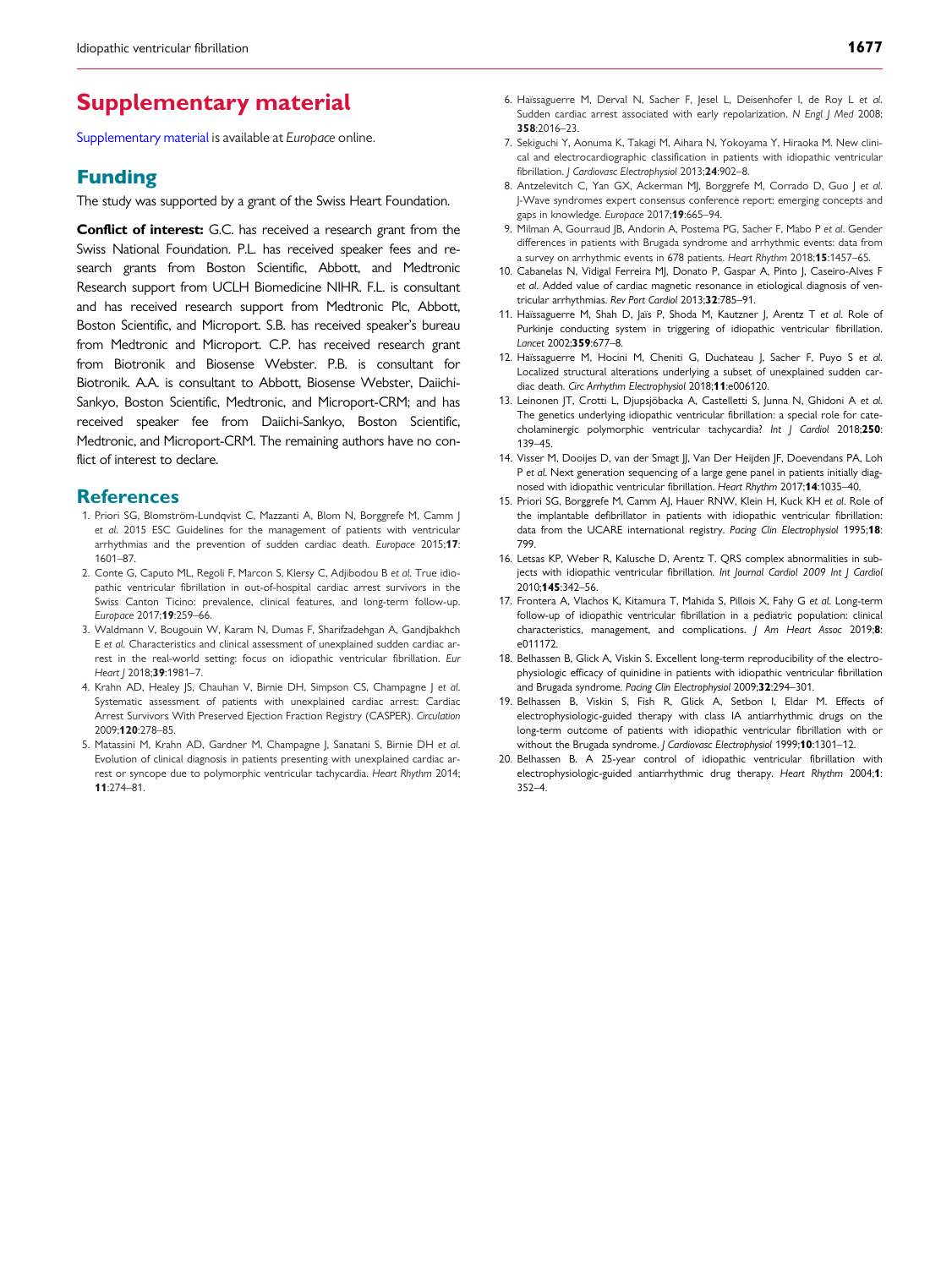# Supplementary material

Supplementary material is available at *Europace* online.

# Funding

The study was supported by a grant of the Swiss Heart Foundation.

**Conflict of interest:** G.C. has received a research grant from the Swiss National Foundation. P.L. has received speaker fees and research grants from Boston Scientific, Abbott, and Medtronic Research support from UCLH Biomedicine NIHR. F.L. is consultant and has received research support from Medtronic Plc, Abbott, Boston Scientific, and Microport. S.B. has received speaker's bureau from Medtronic and Microport. C.P. has received research grant from Biotronik and Biosense Webster. P.B. is consultant for Biotronik. A.A. is consultant to Abbott, Biosense Webster, Daiichi-Sankyo, Boston Scientific, Medtronic, and Microport-CRM; and has received speaker fee from Daiichi-Sankyo, Boston Scientific, Medtronic, and Microport-CRM. The remaining authors have no conflict of interest to declare.

# References

1. Priori SG, Blomström-Lundqvist C, Mazzanti A, Blom N, Borggrefe M, Camm J *et al.* 2015 ESC Guidelines for the management of patients with ventricular arrhythmias and the prevention of sudden cardiac death. *Europace* 2015;**17**: 1601–87.
2. Conte G, Caputo ML, Regoli F, Marcon S, Klersy C, Adjibodou B *et al.* True idiopathic ventricular fibrillation in out-of-hospital cardiac arrest survivors in the Swiss Canton Ticino: prevalence, clinical features, and long-term follow-up. *Europace* 2017;**19**:259–66.
3. Waldmann V, Bougouin W, Karam N, Dumas F, Sharifzadehgan A, Gandjbakhch E *et al.* Characteristics and clinical assessment of unexplained sudden cardiac arrest in the real-world setting: focus on idiopathic ventricular fibrillation. *Eur Heart J* 2018;**39**:1981–7.
4. Krahn AD, Healey JS, Chauhan V, Birnie DH, Simpson CS, Champagne J *et al.* Systematic assessment of patients with unexplained cardiac arrest: Cardiac Arrest Survivors With Preserved Ejection Fraction Registry (CASPER). *Circulation* 2009;**120**:278–85.
5. Matassini M, Krahn AD, Gardner M, Champagne J, Sanatani S, Birnie DH *et al.* Evolution of clinical diagnosis in patients presenting with unexplained cardiac arrest or syncope due to polymorphic ventricular tachycardia. *Heart Rhythm* 2014; **11**:274–81.
6. Haïssaguerre M, Derval N, Sacher F, Jesel L, Deisenhofer I, de Roy L *et al.* Sudden cardiac arrest associated with early repolarization. *N Engl J Med* 2008; **358**:2016–23.
7. Sekiguchi Y, Aonuma K, Takagi M, Aihara N, Yokoyama Y, Hiraoka M. New clinical and electrocardiographic classification in patients with idiopathic ventricular fibrillation. *J Cardiovasc Electrophysiol* 2013;**24**:902–8.
8. Antzelevitch C, Yan GX, Ackerman MJ, Borggrefe M, Corrado D, Guo J *et al.* J-Wave syndromes expert consensus conference report: emerging concepts and gaps in knowledge. *Europace* 2017;**19**:665–94.
9. Milman A, Gourraud JB, Andorin A, Postema PG, Sacher F, Mabo P *et al.* Gender differences in patients with Brugada syndrome and arrhythmic events: data from a survey on arrhythmic events in 678 patients. *Heart Rhythm* 2018;**15**:1457–65.
10. Cabanelas N, Vidigal Ferreira MJ, Donato P, Gaspar A, Pinto J, Caseiro-Alves F *et al.* Added value of cardiac magnetic resonance in etiological diagnosis of ventricular arrhythmias. *Rev Port Cardiol* 2013;**32**:785–91.
11. Haïssaguerre M, Shah D, Jaïs P, Shoda M, Kautzner J, Arentz T *et al.* Role of Purkinje conducting system in triggering of idiopathic ventricular fibrillation. *Lancet* 2002;**359**:677–8.
12. Haïssaguerre M, Hocini M, Cheniti G, Duchateau J, Sacher F, Puyo S *et al.* Localized structural alterations underlying a subset of unexplained sudden cardiac death. *Circ Arrhythm Electrophysiol* 2018;**11**:e006120.
13. Leinonen JT, Crotti L, Djupsjöbacka A, Castelletti S, Junna N, Ghidoni A *et al.* The genetics underlying idiopathic ventricular fibrillation: a special role for catecholaminergic polymorphic ventricular tachycardia? *Int J Cardiol* 2018;**250**: 139–45.
14. Visser M, Dooijes D, van der Smagt JJ, Van Der Heijden JF, Doevendans PA, Loh P *et al.* Next generation sequencing of a large gene panel in patients initially diagnosed with idiopathic ventricular fibrillation. *Heart Rhythm* 2017;**14**:1035–40.
15. Priori SG, Borggrefe M, Camm AJ, Hauer RNW, Klein H, Kuck KH *et al.* Role of the implantable defibrillator in patients with idiopathic ventricular fibrillation: data from the UCARE international registry. *Pacing Clin Electrophysiol* 1995;**18**: 799.
16. Letsas KP, Weber R, Kalusche D, Arentz T. QRS complex abnormalities in subjects with idiopathic ventricular fibrillation. *Int Journal Cardiol 2009 Int J Cardiol* 2010;**145**:342–56.
17. Frontera A, Vlachos K, Kitamura T, Mahida S, Pillois X, Fahy G *et al.* Long-term follow-up of idiopathic ventricular fibrillation in a pediatric population: clinical characteristics, management, and complications. *J Am Heart Assoc* 2019;**8**: e011172.
18. Belhassen B, Glick A, Viskin S. Excellent long-term reproducibility of the electrophysiologic efficacy of quinidine in patients with idiopathic ventricular fibrillation and Brugada syndrome. *Pacing Clin Electrophysiol* 2009;**32**:294–301.
19. Belhassen B, Viskin S, Fish R, Glick A, Setbon I, Eldar M. Effects of electrophysiologic-guided therapy with class IA antiarrhythmic drugs on the long-term outcome of patients with idiopathic ventricular fibrillation with or without the Brugada syndrome. *J Cardiovasc Electrophysiol* 1999;**10**:1301–12.
20. Belhassen B. A 25-year control of idiopathic ventricular fibrillation with electrophysiologic-guided antiarrhythmic drug therapy. *Heart Rhythm* 2004;**1**: 352–4.